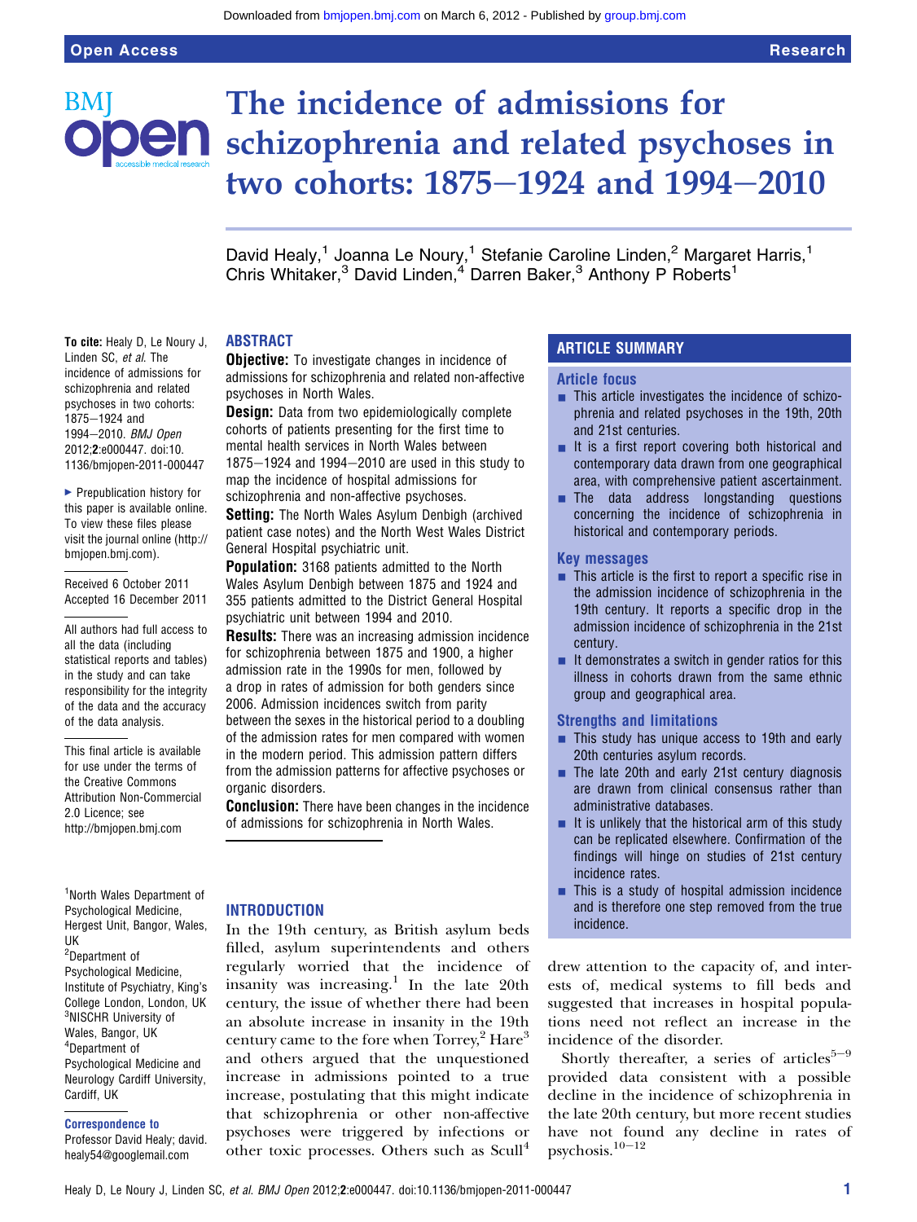# The incidence of admissions for schizophrenia and related psychoses in two cohorts: 1875–1924 and 1994–2010

David Healy,[1] Joanna Le Noury,[1] Stefanie Caroline Linden,[2] Margaret Harris,[1] Chris Whitaker,[3] David Linden,[4] Darren Baker,[3] Anthony P Roberts[1]

**To cite:** Healy D, Le Noury J, Linden SC, *et al.* The incidence of admissions for schizophrenia and related psychoses in two cohorts: 1875–1924 and 1994–2010. *BMJ Open* 2012;**2**:e000447. doi:10.1136/bmjopen-2011-000447

▸ Prepublication history for this paper is available online. To view these files please visit the journal online (http://bmjopen.bmj.com).

Received 6 October 2011
Accepted 16 December 2011

All authors had full access to all the data (including statistical reports and tables) in the study and can take responsibility for the integrity of the data and the accuracy of the data analysis.

This final article is available for use under the terms of the Creative Commons Attribution Non-Commercial 2.0 Licence; see http://bmjopen.bmj.com

[1]North Wales Department of Psychological Medicine, Hergest Unit, Bangor, Wales, UK
[2]Department of Psychological Medicine, Institute of Psychiatry, King's College London, London, UK
[3]NISCHR University of Wales, Bangor, UK
[4]Department of Psychological Medicine and Neurology Cardiff University, Cardiff, UK

**Correspondence to**
Professor David Healy; david.healy54@googlemail.com

## ABSTRACT

**Objective:** To investigate changes in incidence of admissions for schizophrenia and related non-affective psychoses in North Wales.

**Design:** Data from two epidemiologically complete cohorts of patients presenting for the first time to mental health services in North Wales between 1875–1924 and 1994–2010 are used in this study to map the incidence of hospital admissions for schizophrenia and non-affective psychoses.

**Setting:** The North Wales Asylum Denbigh (archived patient case notes) and the North West Wales District General Hospital psychiatric unit.

**Population:** 3168 patients admitted to the North Wales Asylum Denbigh between 1875 and 1924 and 355 patients admitted to the District General Hospital psychiatric unit between 1994 and 2010.

**Results:** There was an increasing admission incidence for schizophrenia between 1875 and 1900, a higher admission rate in the 1990s for men, followed by a drop in rates of admission for both genders since 2006. Admission incidences switch from parity between the sexes in the historical period to a doubling of the admission rates for men compared with women in the modern period. This admission pattern differs from the admission patterns for affective psychoses or organic disorders.

**Conclusion:** There have been changes in the incidence of admissions for schizophrenia in North Wales.

## ARTICLE SUMMARY

### Article focus

- This article investigates the incidence of schizophrenia and related psychoses in the 19th, 20th and 21st centuries.
- It is a first report covering both historical and contemporary data drawn from one geographical area, with comprehensive patient ascertainment.
- The data address longstanding questions concerning the incidence of schizophrenia in historical and contemporary periods.

### Key messages

- This article is the first to report a specific rise in the admission incidence of schizophrenia in the 19th century. It reports a specific drop in the admission incidence of schizophrenia in the 21st century.
- It demonstrates a switch in gender ratios for this illness in cohorts drawn from the same ethnic group and geographical area.

### Strengths and limitations

- This study has unique access to 19th and early 20th centuries asylum records.
- The late 20th and early 21st century diagnosis are drawn from clinical consensus rather than administrative databases.
- It is unlikely that the historical arm of this study can be replicated elsewhere. Confirmation of the findings will hinge on studies of 21st century incidence rates.
- This is a study of hospital admission incidence and is therefore one step removed from the true incidence.

## INTRODUCTION

In the 19th century, as British asylum beds filled, asylum superintendents and others regularly worried that the incidence of insanity was increasing.[1] In the late 20th century, the issue of whether there had been an absolute increase in insanity in the 19th century came to the fore when Torrey,[2] Hare[3] and others argued that the unquestioned increase in admissions pointed to a true increase, postulating that this might indicate that schizophrenia or other non-affective psychoses were triggered by infections or other toxic processes. Others such as Scull[4] drew attention to the capacity of, and interests of, medical systems to fill beds and suggested that increases in hospital populations need not reflect an increase in the incidence of the disorder.

Shortly thereafter, a series of articles[5–9] provided data consistent with a possible decline in the incidence of schizophrenia in the late 20th century, but more recent studies have not found any decline in rates of psychosis.[10–12]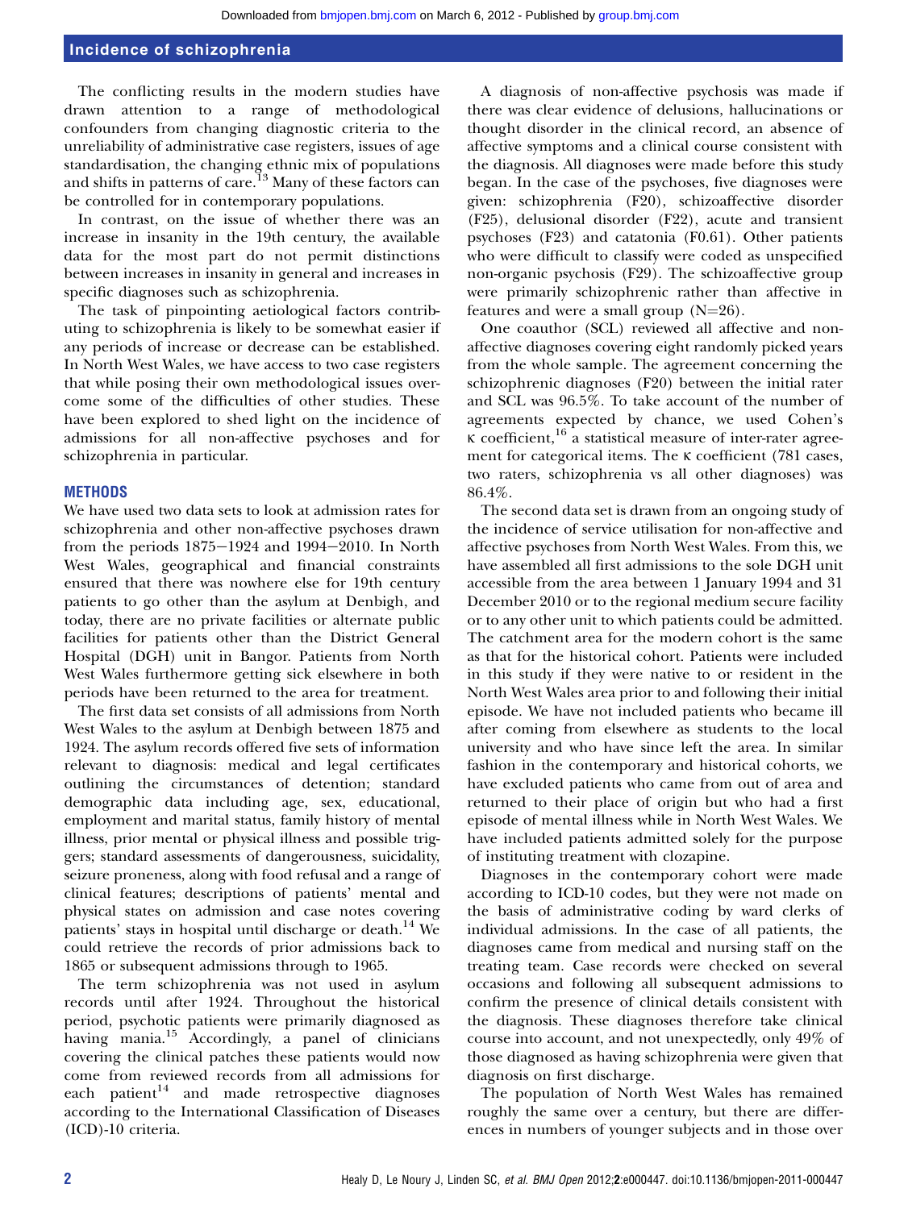The conflicting results in the modern studies have drawn attention to a range of methodological confounders from changing diagnostic criteria to the unreliability of administrative case registers, issues of age standardisation, the changing ethnic mix of populations and shifts in patterns of care.[13] Many of these factors can be controlled for in contemporary populations.

In contrast, on the issue of whether there was an increase in insanity in the 19th century, the available data for the most part do not permit distinctions between increases in insanity in general and increases in specific diagnoses such as schizophrenia.

The task of pinpointing aetiological factors contributing to schizophrenia is likely to be somewhat easier if any periods of increase or decrease can be established. In North West Wales, we have access to two case registers that while posing their own methodological issues overcome some of the difficulties of other studies. These have been explored to shed light on the incidence of admissions for all non-affective psychoses and for schizophrenia in particular.

## METHODS

We have used two data sets to look at admission rates for schizophrenia and other non-affective psychoses drawn from the periods 1875–1924 and 1994–2010. In North West Wales, geographical and financial constraints ensured that there was nowhere else for 19th century patients to go other than the asylum at Denbigh, and today, there are no private facilities or alternate public facilities for patients other than the District General Hospital (DGH) unit in Bangor. Patients from North West Wales furthermore getting sick elsewhere in both periods have been returned to the area for treatment.

The first data set consists of all admissions from North West Wales to the asylum at Denbigh between 1875 and 1924. The asylum records offered five sets of information relevant to diagnosis: medical and legal certificates outlining the circumstances of detention; standard demographic data including age, sex, educational, employment and marital status, family history of mental illness, prior mental or physical illness and possible triggers; standard assessments of dangerousness, suicidality, seizure proneness, along with food refusal and a range of clinical features; descriptions of patients' mental and physical states on admission and case notes covering patients' stays in hospital until discharge or death.[14] We could retrieve the records of prior admissions back to 1865 or subsequent admissions through to 1965.

The term schizophrenia was not used in asylum records until after 1924. Throughout the historical period, psychotic patients were primarily diagnosed as having mania.[15] Accordingly, a panel of clinicians covering the clinical patches these patients would now come from reviewed records from all admissions for each patient[14] and made retrospective diagnoses according to the International Classification of Diseases (ICD)-10 criteria.

A diagnosis of non-affective psychosis was made if there was clear evidence of delusions, hallucinations or thought disorder in the clinical record, an absence of affective symptoms and a clinical course consistent with the diagnosis. All diagnoses were made before this study began. In the case of the psychoses, five diagnoses were given: schizophrenia (F20), schizoaffective disorder (F25), delusional disorder (F22), acute and transient psychoses (F23) and catatonia (F0.61). Other patients who were difficult to classify were coded as unspecified non-organic psychosis (F29). The schizoaffective group were primarily schizophrenic rather than affective in features and were a small group (N=26).

One coauthor (SCL) reviewed all affective and non-affective diagnoses covering eight randomly picked years from the whole sample. The agreement concerning the schizophrenic diagnoses (F20) between the initial rater and SCL was 96.5%. To take account of the number of agreements expected by chance, we used Cohen's κ coefficient,[16] a statistical measure of inter-rater agreement for categorical items. The κ coefficient (781 cases, two raters, schizophrenia vs all other diagnoses) was 86.4%.

The second data set is drawn from an ongoing study of the incidence of service utilisation for non-affective and affective psychoses from North West Wales. From this, we have assembled all first admissions to the sole DGH unit accessible from the area between 1 January 1994 and 31 December 2010 or to the regional medium secure facility or to any other unit to which patients could be admitted. The catchment area for the modern cohort is the same as that for the historical cohort. Patients were included in this study if they were native to or resident in the North West Wales area prior to and following their initial episode. We have not included patients who became ill after coming from elsewhere as students to the local university and who have since left the area. In similar fashion in the contemporary and historical cohorts, we have excluded patients who came from out of area and returned to their place of origin but who had a first episode of mental illness while in North West Wales. We have included patients admitted solely for the purpose of instituting treatment with clozapine.

Diagnoses in the contemporary cohort were made according to ICD-10 codes, but they were not made on the basis of administrative coding by ward clerks of individual admissions. In the case of all patients, the diagnoses came from medical and nursing staff on the treating team. Case records were checked on several occasions and following all subsequent admissions to confirm the presence of clinical details consistent with the diagnosis. These diagnoses therefore take clinical course into account, and not unexpectedly, only 49% of those diagnosed as having schizophrenia were given that diagnosis on first discharge.

The population of North West Wales has remained roughly the same over a century, but there are differences in numbers of younger subjects and in those over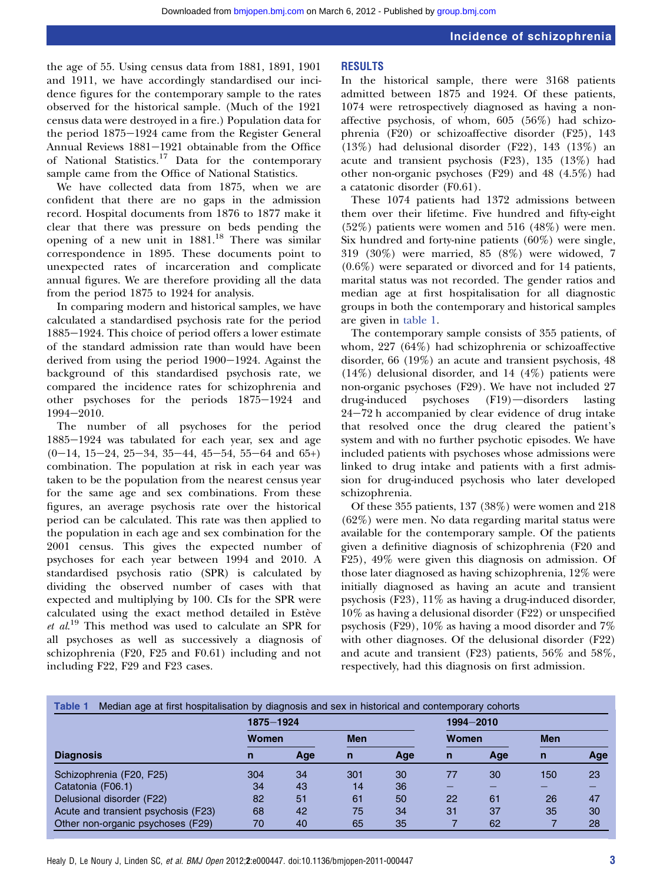the age of 55. Using census data from 1881, 1891, 1901 and 1911, we have accordingly standardised our incidence figures for the contemporary sample to the rates observed for the historical sample. (Much of the 1921 census data were destroyed in a fire.) Population data for the period 1875−1924 came from the Register General Annual Reviews 1881−1921 obtainable from the Office of National Statistics.[17] Data for the contemporary sample came from the Office of National Statistics.

We have collected data from 1875, when we are confident that there are no gaps in the admission record. Hospital documents from 1876 to 1877 make it clear that there was pressure on beds pending the opening of a new unit in 1881.[18] There was similar correspondence in 1895. These documents point to unexpected rates of incarceration and complicate annual figures. We are therefore providing all the data from the period 1875 to 1924 for analysis.

In comparing modern and historical samples, we have calculated a standardised psychosis rate for the period 1885−1924. This choice of period offers a lower estimate of the standard admission rate than would have been derived from using the period 1900−1924. Against the background of this standardised psychosis rate, we compared the incidence rates for schizophrenia and other psychoses for the periods 1875−1924 and 1994−2010.

The number of all psychoses for the period 1885−1924 was tabulated for each year, sex and age (0−14, 15−24, 25−34, 35−44, 45−54, 55−64 and 65+) combination. The population at risk in each year was taken to be the population from the nearest census year for the same age and sex combinations. From these figures, an average psychosis rate over the historical period can be calculated. This rate was then applied to the population in each age and sex combination for the 2001 census. This gives the expected number of psychoses for each year between 1994 and 2010. A standardised psychosis ratio (SPR) is calculated by dividing the observed number of cases with that expected and multiplying by 100. CIs for the SPR were calculated using the exact method detailed in Estève *et al*.[19] This method was used to calculate an SPR for all psychoses as well as successively a diagnosis of schizophrenia (F20, F25 and F0.61) including and not including F22, F29 and F23 cases.

## RESULTS

In the historical sample, there were 3168 patients admitted between 1875 and 1924. Of these patients, 1074 were retrospectively diagnosed as having a non-affective psychosis, of whom, 605 (56%) had schizophrenia (F20) or schizoaffective disorder (F25), 143 (13%) had delusional disorder (F22), 143 (13%) an acute and transient psychosis (F23), 135 (13%) had other non-organic psychoses (F29) and 48 (4.5%) had a catatonic disorder (F0.61).

These 1074 patients had 1372 admissions between them over their lifetime. Five hundred and fifty-eight (52%) patients were women and 516 (48%) were men. Six hundred and forty-nine patients (60%) were single, 319 (30%) were married, 85 (8%) were widowed, 7 (0.6%) were separated or divorced and for 14 patients, marital status was not recorded. The gender ratios and median age at first hospitalisation for all diagnostic groups in both the contemporary and historical samples are given in table 1.

The contemporary sample consists of 355 patients, of whom, 227 (64%) had schizophrenia or schizoaffective disorder, 66 (19%) an acute and transient psychosis, 48 (14%) delusional disorder, and 14 (4%) patients were non-organic psychoses (F29). We have not included 27 drug-induced psychoses (F19)—disorders lasting 24−72 h accompanied by clear evidence of drug intake that resolved once the drug cleared the patient's system and with no further psychotic episodes. We have included patients with psychoses whose admissions were linked to drug intake and patients with a first admission for drug-induced psychosis who later developed schizophrenia.

Of these 355 patients, 137 (38%) were women and 218 (62%) were men. No data regarding marital status were available for the contemporary sample. Of the patients given a definitive diagnosis of schizophrenia (F20 and F25), 49% were given this diagnosis on admission. Of those later diagnosed as having schizophrenia, 12% were initially diagnosed as having an acute and transient psychosis (F23), 11% as having a drug-induced disorder, 10% as having a delusional disorder (F22) or unspecified psychosis (F29), 10% as having a mood disorder and 7% with other diagnoses. Of the delusional disorder (F22) and acute and transient (F23) patients, 56% and 58%, respectively, had this diagnosis on first admission.

**Table 1** Median age at first hospitalisation by diagnosis and sex in historical and contemporary cohorts

| | 1875−1924 | | | | 1994−2010 | | | |
|---|---|---|---|---|---|---|---|---|
| | Women | | Men | | Women | | Men | |
| Diagnosis | n | Age | n | Age | n | Age | n | Age |
| Schizophrenia (F20, F25) | 304 | 34 | 301 | 30 | 77 | 30 | 150 | 23 |
| Catatonia (F06.1) | 34 | 43 | 14 | 36 | – | – | – | – |
| Delusional disorder (F22) | 82 | 51 | 61 | 50 | 22 | 61 | 26 | 47 |
| Acute and transient psychosis (F23) | 68 | 42 | 75 | 34 | 31 | 37 | 35 | 30 |
| Other non-organic psychoses (F29) | 70 | 40 | 65 | 35 | 7 | 62 | 7 | 28 |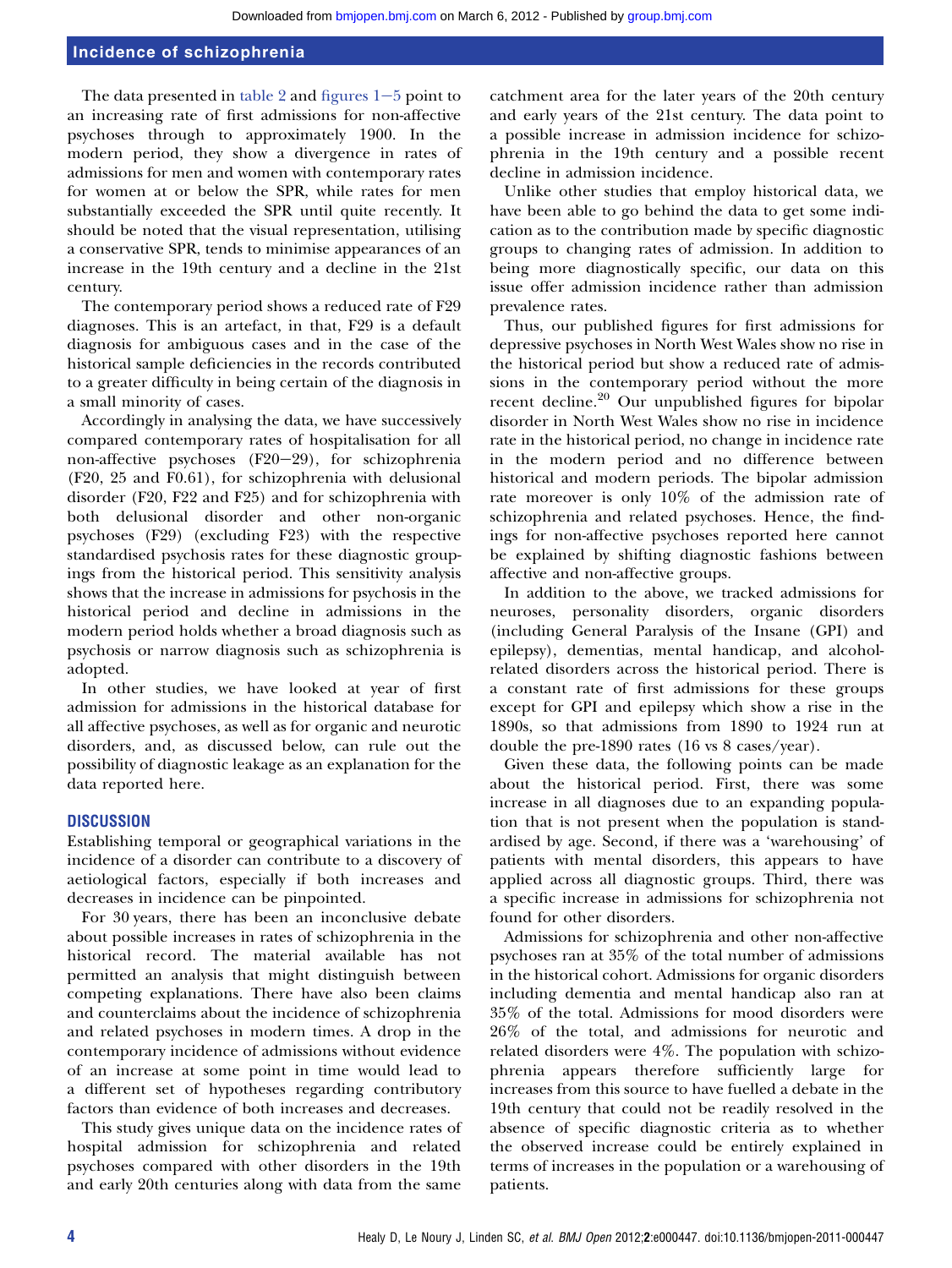The data presented in table 2 and figures 1–5 point to an increasing rate of first admissions for non-affective psychoses through to approximately 1900. In the modern period, they show a divergence in rates of admissions for men and women with contemporary rates for women at or below the SPR, while rates for men substantially exceeded the SPR until quite recently. It should be noted that the visual representation, utilising a conservative SPR, tends to minimise appearances of an increase in the 19th century and a decline in the 21st century.

The contemporary period shows a reduced rate of F29 diagnoses. This is an artefact, in that, F29 is a default diagnosis for ambiguous cases and in the case of the historical sample deficiencies in the records contributed to a greater difficulty in being certain of the diagnosis in a small minority of cases.

Accordingly in analysing the data, we have successively compared contemporary rates of hospitalisation for all non-affective psychoses (F20–29), for schizophrenia (F20, 25 and F0.61), for schizophrenia with delusional disorder (F20, F22 and F25) and for schizophrenia with both delusional disorder and other non-organic psychoses (F29) (excluding F23) with the respective standardised psychosis rates for these diagnostic groupings from the historical period. This sensitivity analysis shows that the increase in admissions for psychosis in the historical period and decline in admissions in the modern period holds whether a broad diagnosis such as psychosis or narrow diagnosis such as schizophrenia is adopted.

In other studies, we have looked at year of first admission for admissions in the historical database for all affective psychoses, as well as for organic and neurotic disorders, and, as discussed below, can rule out the possibility of diagnostic leakage as an explanation for the data reported here.

## DISCUSSION

Establishing temporal or geographical variations in the incidence of a disorder can contribute to a discovery of aetiological factors, especially if both increases and decreases in incidence can be pinpointed.

For 30 years, there has been an inconclusive debate about possible increases in rates of schizophrenia in the historical record. The material available has not permitted an analysis that might distinguish between competing explanations. There have also been claims and counterclaims about the incidence of schizophrenia and related psychoses in modern times. A drop in the contemporary incidence of admissions without evidence of an increase at some point in time would lead to a different set of hypotheses regarding contributory factors than evidence of both increases and decreases.

This study gives unique data on the incidence rates of hospital admission for schizophrenia and related psychoses compared with other disorders in the 19th and early 20th centuries along with data from the same catchment area for the later years of the 20th century and early years of the 21st century. The data point to a possible increase in admission incidence for schizophrenia in the 19th century and a possible recent decline in admission incidence.

Unlike other studies that employ historical data, we have been able to go behind the data to get some indication as to the contribution made by specific diagnostic groups to changing rates of admission. In addition to being more diagnostically specific, our data on this issue offer admission incidence rather than admission prevalence rates.

Thus, our published figures for first admissions for depressive psychoses in North West Wales show no rise in the historical period but show a reduced rate of admissions in the contemporary period without the more recent decline.[20] Our unpublished figures for bipolar disorder in North West Wales show no rise in incidence rate in the historical period, no change in incidence rate in the modern period and no difference between historical and modern periods. The bipolar admission rate moreover is only 10% of the admission rate of schizophrenia and related psychoses. Hence, the findings for non-affective psychoses reported here cannot be explained by shifting diagnostic fashions between affective and non-affective groups.

In addition to the above, we tracked admissions for neuroses, personality disorders, organic disorders (including General Paralysis of the Insane (GPI) and epilepsy), dementias, mental handicap, and alcohol-related disorders across the historical period. There is a constant rate of first admissions for these groups except for GPI and epilepsy which show a rise in the 1890s, so that admissions from 1890 to 1924 run at double the pre-1890 rates (16 vs 8 cases/year).

Given these data, the following points can be made about the historical period. First, there was some increase in all diagnoses due to an expanding population that is not present when the population is standardised by age. Second, if there was a 'warehousing' of patients with mental disorders, this appears to have applied across all diagnostic groups. Third, there was a specific increase in admissions for schizophrenia not found for other disorders.

Admissions for schizophrenia and other non-affective psychoses ran at 35% of the total number of admissions in the historical cohort. Admissions for organic disorders including dementia and mental handicap also ran at 35% of the total. Admissions for mood disorders were 26% of the total, and admissions for neurotic and related disorders were 4%. The population with schizophrenia appears therefore sufficiently large for increases from this source to have fuelled a debate in the 19th century that could not be readily resolved in the absence of specific diagnostic criteria as to whether the observed increase could be entirely explained in terms of increases in the population or a warehousing of patients.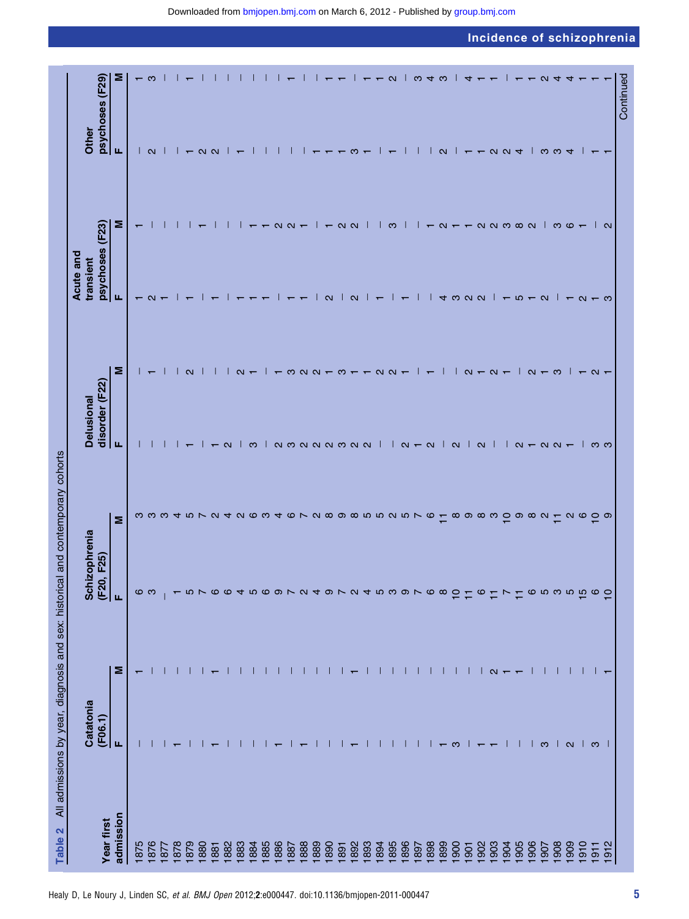**Table 2** All admissions by year, diagnosis and sex: historical and contemporary cohorts

| Year first admission | Catatonia (F06.1) | | Schizophrenia (F20, F25) | | Delusional disorder (F22) | | Acute and transient psychoses (F23) | | Other psychoses (F29) | |
|---|---|---|---|---|---|---|---|---|---|---|
| | F | M | F | M | F | M | F | M | F | M |
| 1875 | – | 1 | 6 | 3 | – | – | 1 | 1 | – | 1 |
| 1876 | – | – | 3 | 3 | – | 1 | 2 | – | 2 | 3 |
| 1877 | – | – | – | 3 | – | – | 1 | – | – | – |
| 1878 | 1 | – | 1 | 4 | – | – | – | – | – | – |
| 1879 | – | – | 5 | 5 | 1 | 2 | 1 | – | 1 | 1 |
| 1880 | – | – | 7 | 7 | – | – | – | 1 | 2 | – |
| 1881 | 1 | 1 | 6 | 2 | 1 | – | 1 | – | 2 | – |
| 1882 | – | – | 6 | 4 | 2 | – | – | – | – | – |
| 1883 | – | – | 4 | 2 | – | 2 | 1 | – | 1 | – |
| 1884 | – | – | 5 | 6 | 3 | 1 | 1 | 1 | – | – |
| 1885 | – | – | 6 | 3 | – | – | 1 | 1 | – | – |
| 1886 | 1 | – | 9 | 4 | 2 | 1 | – | 2 | – | – |
| 1887 | – | – | 7 | 6 | 3 | 3 | 1 | 2 | – | 1 |
| 1888 | 1 | – | 2 | 7 | 2 | 2 | 1 | 1 | – | – |
| 1889 | – | – | 4 | 2 | 2 | 2 | – | – | 1 | – |
| 1890 | – | – | 9 | 8 | 2 | 1 | 2 | 1 | 1 | 1 |
| 1891 | – | – | 7 | 9 | 3 | 3 | – | 2 | 1 | 1 |
| 1892 | 1 | 1 | 2 | 8 | 2 | 1 | 2 | 2 | 3 | – |
| 1893 | – | – | 4 | 5 | 2 | 1 | – | – | 1 | 1 |
| 1894 | – | – | 5 | 5 | – | 2 | 1 | – | – | 1 |
| 1895 | – | – | 3 | 2 | – | 2 | – | 3 | 1 | 2 |
| 1896 | – | – | 9 | 5 | 2 | 1 | 1 | – | – | – |
| 1897 | – | – | 7 | 7 | 1 | – | – | – | – | 3 |
| 1898 | – | – | 6 | 6 | 2 | 1 | – | 1 | – | 4 |
| 1899 | 1 | – | 8 | 11 | – | – | 4 | 2 | 2 | 3 |
| 1900 | 3 | – | 10 | 8 | 2 | – | 3 | 1 | – | – |
| 1901 | – | – | 11 | 9 | – | 2 | 2 | 1 | 1 | 4 |
| 1902 | 1 | – | 6 | 8 | 2 | 1 | 2 | 2 | 1 | 1 |
| 1903 | 1 | 2 | 11 | 3 | – | 2 | – | 2 | 2 | 1 |
| 1904 | – | 1 | 7 | 10 | – | 1 | 1 | 3 | 2 | – |
| 1905 | – | 1 | 11 | 9 | 2 | – | 5 | 8 | 4 | 1 |
| 1906 | – | – | 6 | 8 | 1 | 2 | 1 | 2 | – | 1 |
| 1907 | 3 | – | 5 | 2 | 2 | 1 | 2 | – | 3 | 2 |
| 1908 | – | – | 3 | 11 | 2 | 3 | – | 3 | 3 | 4 |
| 1909 | 2 | – | 5 | 2 | 1 | – | 1 | 6 | 4 | 4 |
| 1910 | – | – | 15 | 6 | – | 1 | 2 | 1 | – | 1 |
| 1911 | 3 | – | 6 | 10 | 3 | 2 | 1 | – | 1 | 1 |
| 1912 | – | 1 | 10 | 9 | 3 | 1 | 3 | 2 | 1 | 1 |

Continued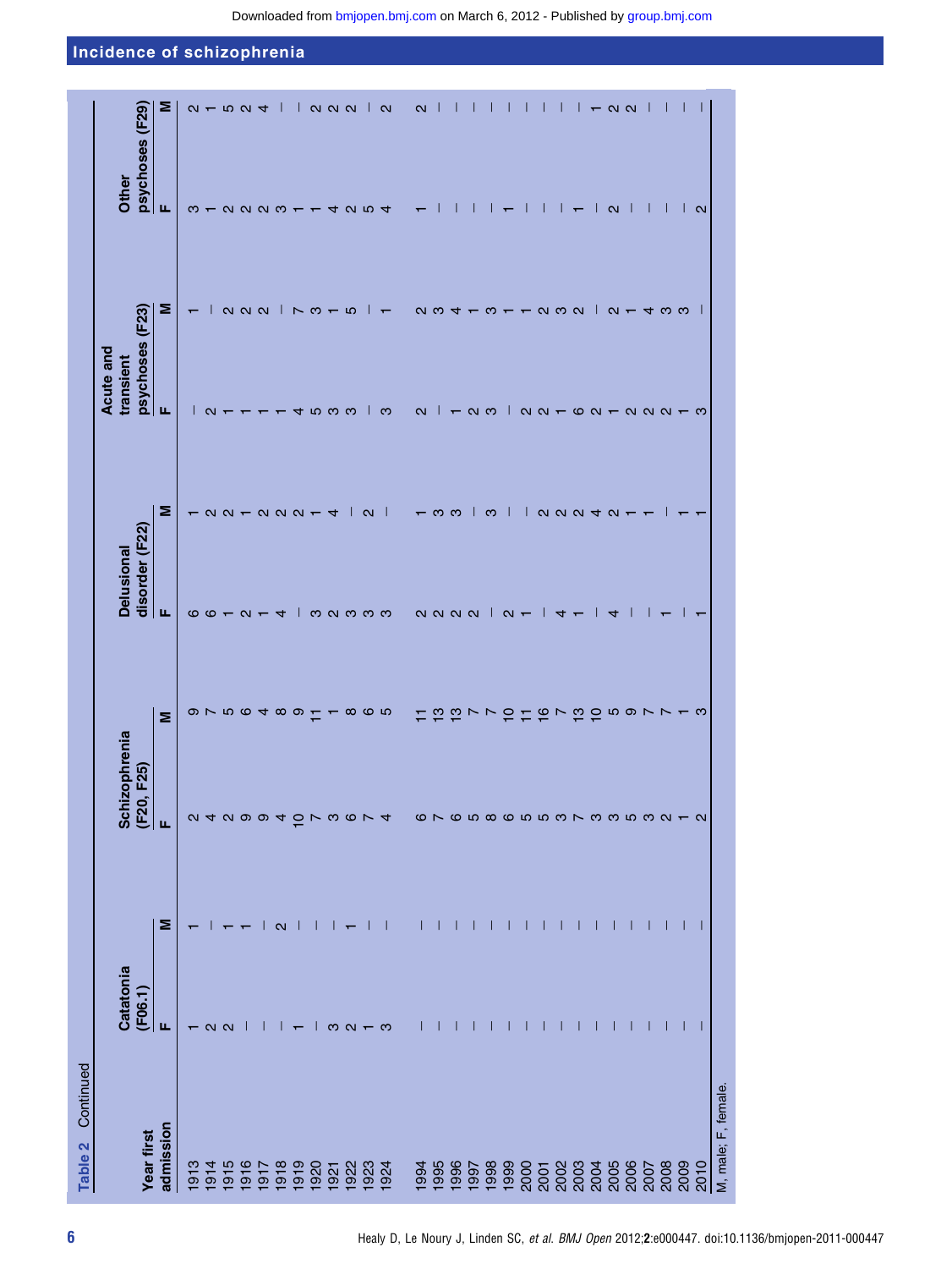**Table 2** Continued

| Year first admission | Catatonia (F06.1) | | Schizophrenia (F20, F25) | | Delusional disorder (F22) | | Acute and transient psychoses (F23) | | Other psychoses (F29) | |
|---|---|---|---|---|---|---|---|---|---|---|
| | F | M | F | M | F | M | F | M | F | M |
| 1913 | 1 | 1 | 2 | 9 | 6 | 1 | – | 1 | 3 | 2 |
| 1914 | 2 | – | 4 | 7 | 6 | 2 | 2 | – | 1 | 1 |
| 1915 | 2 | 1 | 2 | 5 | 1 | 2 | 1 | 2 | 2 | 5 |
| 1916 | – | 1 | 9 | 6 | 2 | 1 | 1 | 2 | 2 | 2 |
| 1917 | – | – | 9 | 4 | 1 | 2 | 1 | 2 | 2 | 4 |
| 1918 | – | 2 | 4 | 8 | 4 | 2 | 1 | – | 3 | – |
| 1919 | 1 | – | 10 | 9 | – | 2 | 4 | 7 | 1 | – |
| 1920 | – | – | 7 | 11 | 3 | 1 | 5 | 3 | 1 | 2 |
| 1921 | 3 | – | 3 | 1 | 2 | 4 | 3 | 1 | 4 | 2 |
| 1922 | 2 | 1 | 6 | 8 | 3 | – | 3 | 5 | 2 | 2 |
| 1923 | 1 | – | 7 | 6 | 3 | 2 | – | – | 5 | – |
| 1924 | 3 | – | 4 | 5 | 3 | – | 3 | 1 | 4 | 2 |
| 1994 | – | – | 6 | 11 | 2 | 1 | 2 | 2 | 1 | 2 |
| 1995 | – | – | 7 | 13 | 2 | 3 | – | 3 | – | – |
| 1996 | – | – | 6 | 13 | 2 | 3 | 1 | 4 | – | – |
| 1997 | – | – | 5 | 7 | 2 | – | 2 | 1 | – | – |
| 1998 | – | – | 8 | 7 | – | 3 | 3 | 3 | – | – |
| 1999 | – | – | 6 | 10 | 2 | – | – | 1 | 1 | – |
| 2000 | – | – | 5 | 11 | 1 | – | 2 | 1 | – | – |
| 2001 | – | – | 5 | 16 | – | 2 | 2 | 2 | – | – |
| 2002 | – | – | 3 | 7 | 4 | 2 | 1 | 3 | – | – |
| 2003 | – | – | 7 | 13 | 1 | 2 | 6 | 2 | 1 | – |
| 2004 | – | – | 3 | 10 | – | 4 | 2 | – | – | 1 |
| 2005 | – | – | 3 | 5 | 4 | 2 | 1 | 2 | 2 | 2 |
| 2006 | – | – | 5 | 9 | – | 1 | 2 | 1 | – | 2 |
| 2007 | – | – | 3 | 7 | – | 1 | 2 | 4 | – | – |
| 2008 | – | – | 2 | 7 | 1 | – | 2 | 3 | – | – |
| 2009 | – | – | 1 | 1 | – | 1 | 1 | 3 | – | – |
| 2010 | – | – | 2 | 3 | 1 | 1 | 3 | – | 2 | – |

M, male; F, female.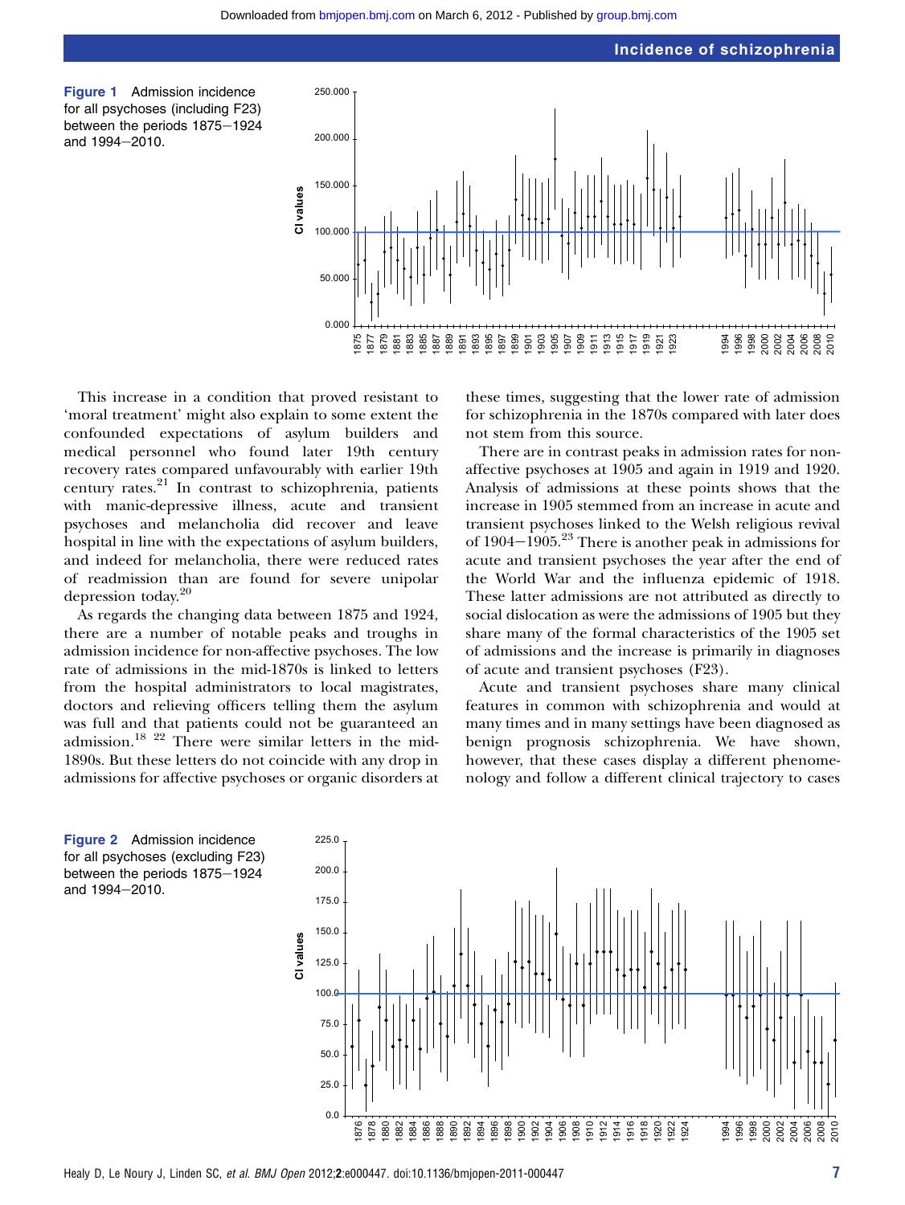Figure 1 Admission incidence for all psychoses (including F23) between the periods 1875–1924 and 1994–2010.

This increase in a condition that proved resistant to 'moral treatment' might also explain to some extent the confounded expectations of asylum builders and medical personnel who found later 19th century recovery rates compared unfavourably with earlier 19th century rates.[21] In contrast to schizophrenia, patients with manic-depressive illness, acute and transient psychoses and melancholia did recover and leave hospital in line with the expectations of asylum builders, and indeed for melancholia, there were reduced rates of readmission than are found for severe unipolar depression today.[20]

As regards the changing data between 1875 and 1924, there are a number of notable peaks and troughs in admission incidence for non-affective psychoses. The low rate of admissions in the mid-1870s is linked to letters from the hospital administrators to local magistrates, doctors and relieving officers telling them the asylum was full and that patients could not be guaranteed an admission.[18 22] There were similar letters in the mid-1890s. But these letters do not coincide with any drop in admissions for affective psychoses or organic disorders at these times, suggesting that the lower rate of admission for schizophrenia in the 1870s compared with later does not stem from this source.

There are in contrast peaks in admission rates for non-affective psychoses at 1905 and again in 1919 and 1920. Analysis of admissions at these points shows that the increase in 1905 stemmed from an increase in acute and transient psychoses linked to the Welsh religious revival of 1904–1905.[23] There is another peak in admissions for acute and transient psychoses the year after the end of the World War and the influenza epidemic of 1918. These latter admissions are not attributed as directly to social dislocation as were the admissions of 1905 but they share many of the formal characteristics of the 1905 set of admissions and the increase is primarily in diagnoses of acute and transient psychoses (F23).

Acute and transient psychoses share many clinical features in common with schizophrenia and would at many times and in many settings have been diagnosed as benign prognosis schizophrenia. We have shown, however, that these cases display a different phenomenology and follow a different clinical trajectory to cases

Figure 2 Admission incidence for all psychoses (excluding F23) between the periods 1875–1924 and 1994–2010.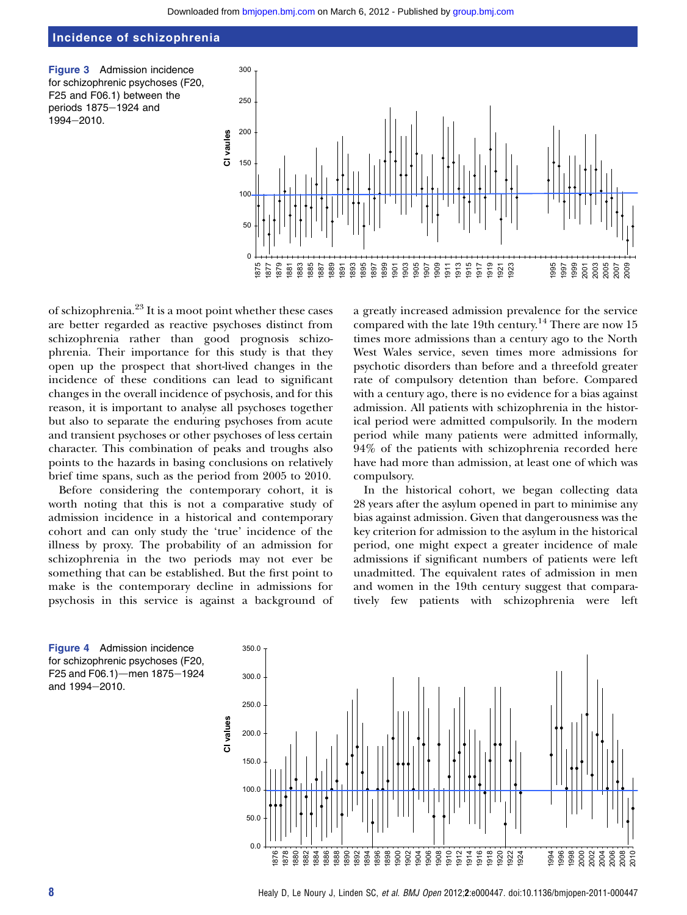Figure 3 Admission incidence for schizophrenic psychoses (F20, F25 and F06.1) between the periods 1875–1924 and 1994–2010.

CI vaules

0
50
100
150
200
250
300

1875 1877 1879 1881 1883 1885 1887 1889 1891 1893 1895 1897 1899 1901 1903 1905 1907 1909 1911 1913 1915 1917 1919 1921 1923 1995 1997 1999 2001 2003 2005 2007 2009

of schizophrenia.[23] It is a moot point whether these cases are better regarded as reactive psychoses distinct from schizophrenia rather than good prognosis schizophrenia. Their importance for this study is that they open up the prospect that short-lived changes in the incidence of these conditions can lead to significant changes in the overall incidence of psychosis, and for this reason, it is important to analyse all psychoses together but also to separate the enduring psychoses from acute and transient psychoses or other psychoses of less certain character. This combination of peaks and troughs also points to the hazards in basing conclusions on relatively brief time spans, such as the period from 2005 to 2010.

Before considering the contemporary cohort, it is worth noting that this is not a comparative study of admission incidence in a historical and contemporary cohort and can only study the 'true' incidence of the illness by proxy. The probability of an admission for schizophrenia in the two periods may not ever be something that can be established. But the first point to make is the contemporary decline in admissions for psychosis in this service is against a background of a greatly increased admission prevalence for the service compared with the late 19th century.[14] There are now 15 times more admissions than a century ago to the North West Wales service, seven times more admissions for psychotic disorders than before and a threefold greater rate of compulsory detention than before. Compared with a century ago, there is no evidence for a bias against admission. All patients with schizophrenia in the historical period were admitted compulsorily. In the modern period while many patients were admitted informally, 94% of the patients with schizophrenia recorded here have had more than admission, at least one of which was compulsory.

In the historical cohort, we began collecting data 28 years after the asylum opened in part to minimise any bias against admission. Given that dangerousness was the key criterion for admission to the asylum in the historical period, one might expect a greater incidence of male admissions if significant numbers of patients were left unadmitted. The equivalent rates of admission in men and women in the 19th century suggest that comparatively few patients with schizophrenia were left

Figure 4 Admission incidence for schizophrenic psychoses (F20, F25 and F06.1)—men 1875–1924 and 1994–2010.

CI values

0.0
50.0
100.0
150.0
200.0
250.0
300.0
350.0

1876 1878 1880 1882 1884 1886 1888 1890 1892 1894 1896 1898 1900 1902 1904 1906 1908 1910 1912 1914 1916 1918 1920 1922 1924 1994 1996 1998 2000 2002 2004 2006 2008 2010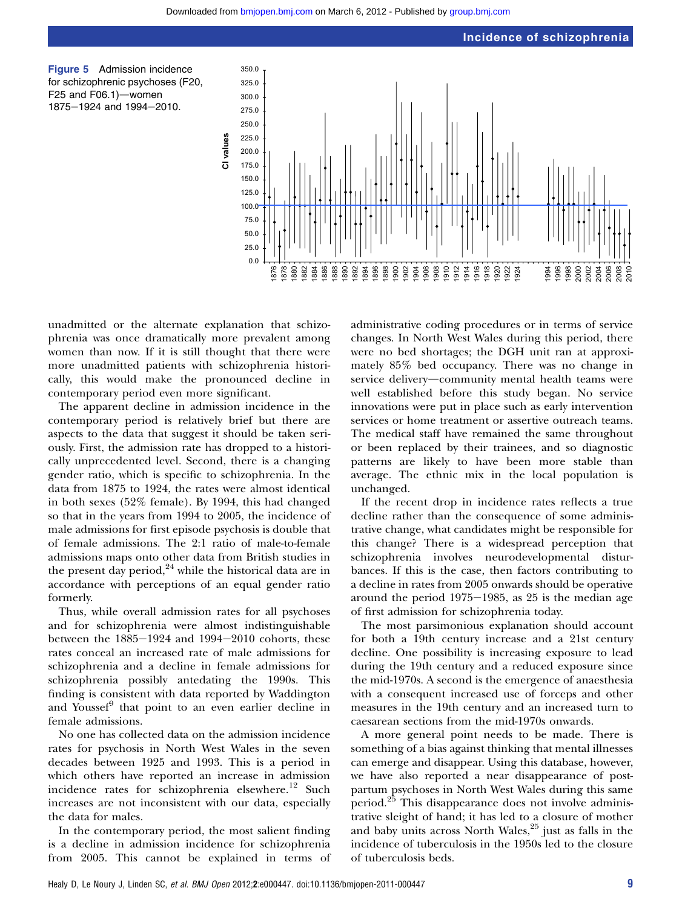Figure 5 Admission incidence for schizophrenic psychoses (F20, F25 and F06.1)—women 1875–1924 and 1994–2010.

unadmitted or the alternate explanation that schizophrenia was once dramatically more prevalent among women than now. If it is still thought that there were more unadmitted patients with schizophrenia historically, this would make the pronounced decline in contemporary period even more significant.

The apparent decline in admission incidence in the contemporary period is relatively brief but there are aspects to the data that suggest it should be taken seriously. First, the admission rate has dropped to a historically unprecedented level. Second, there is a changing gender ratio, which is specific to schizophrenia. In the data from 1875 to 1924, the rates were almost identical in both sexes (52% female). By 1994, this had changed so that in the years from 1994 to 2005, the incidence of male admissions for first episode psychosis is double that of female admissions. The 2:1 ratio of male-to-female admissions maps onto other data from British studies in the present day period,[24] while the historical data are in accordance with perceptions of an equal gender ratio formerly.

Thus, while overall admission rates for all psychoses and for schizophrenia were almost indistinguishable between the 1885–1924 and 1994–2010 cohorts, these rates conceal an increased rate of male admissions for schizophrenia and a decline in female admissions for schizophrenia possibly antedating the 1990s. This finding is consistent with data reported by Waddington and Youssef[9] that point to an even earlier decline in female admissions.

No one has collected data on the admission incidence rates for psychosis in North West Wales in the seven decades between 1925 and 1993. This is a period in which others have reported an increase in admission incidence rates for schizophrenia elsewhere.[12] Such increases are not inconsistent with our data, especially the data for males.

In the contemporary period, the most salient finding is a decline in admission incidence for schizophrenia from 2005. This cannot be explained in terms of administrative coding procedures or in terms of service changes. In North West Wales during this period, there were no bed shortages; the DGH unit ran at approximately 85% bed occupancy. There was no change in service delivery—community mental health teams were well established before this study began. No service innovations were put in place such as early intervention services or home treatment or assertive outreach teams. The medical staff have remained the same throughout or been replaced by their trainees, and so diagnostic patterns are likely to have been more stable than average. The ethnic mix in the local population is unchanged.

If the recent drop in incidence rates reflects a true decline rather than the consequence of some administrative change, what candidates might be responsible for this change? There is a widespread perception that schizophrenia involves neurodevelopmental disturbances. If this is the case, then factors contributing to a decline in rates from 2005 onwards should be operative around the period 1975–1985, as 25 is the median age of first admission for schizophrenia today.

The most parsimonious explanation should account for both a 19th century increase and a 21st century decline. One possibility is increasing exposure to lead during the 19th century and a reduced exposure since the mid-1970s. A second is the emergence of anaesthesia with a consequent increased use of forceps and other measures in the 19th century and an increased turn to caesarean sections from the mid-1970s onwards.

A more general point needs to be made. There is something of a bias against thinking that mental illnesses can emerge and disappear. Using this database, however, we have also reported a near disappearance of postpartum psychoses in North West Wales during this same period.[25] This disappearance does not involve administrative sleight of hand; it has led to a closure of mother and baby units across North Wales,[25] just as falls in the incidence of tuberculosis in the 1950s led to the closure of tuberculosis beds.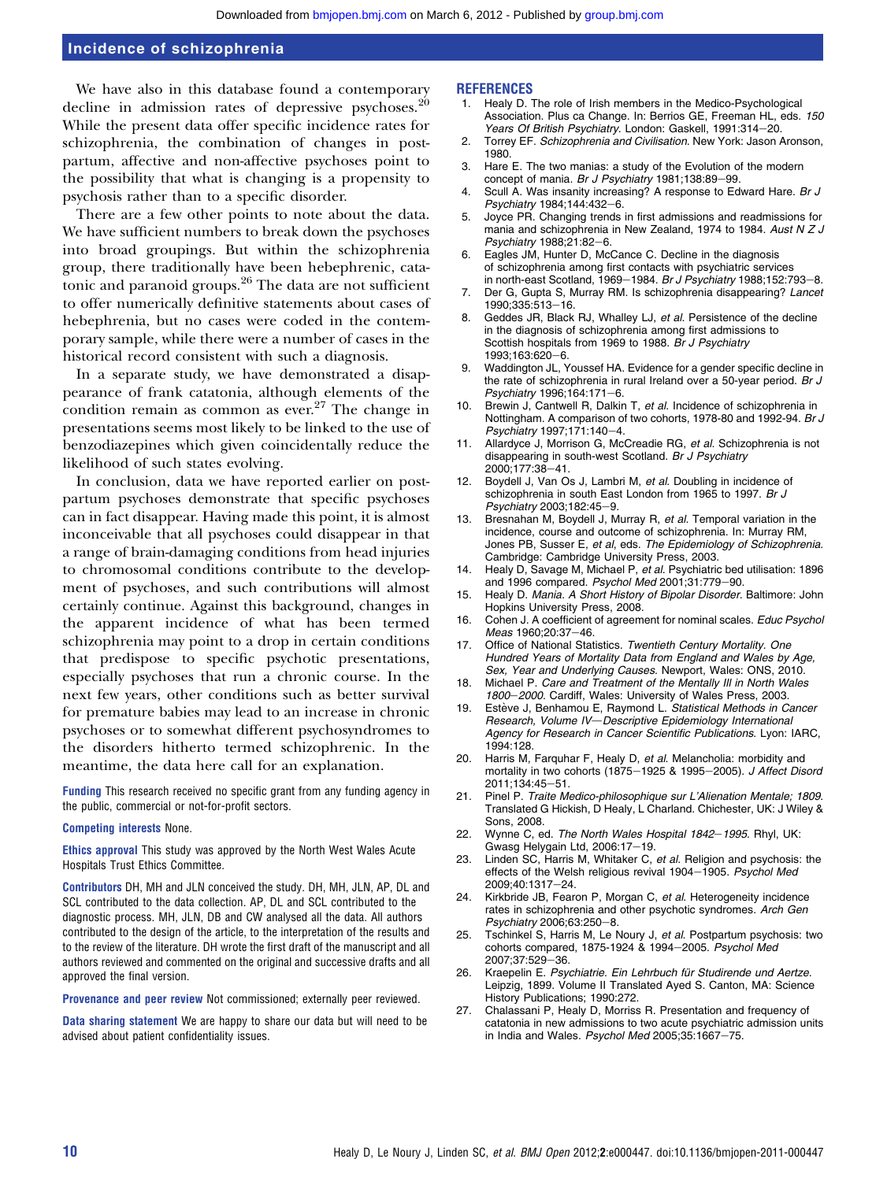We have also in this database found a contemporary decline in admission rates of depressive psychoses.[20] While the present data offer specific incidence rates for schizophrenia, the combination of changes in postpartum, affective and non-affective psychoses point to the possibility that what is changing is a propensity to psychosis rather than to a specific disorder.

There are a few other points to note about the data. We have sufficient numbers to break down the psychoses into broad groupings. But within the schizophrenia group, there traditionally have been hebephrenic, catatonic and paranoid groups.[26] The data are not sufficient to offer numerically definitive statements about cases of hebephrenia, but no cases were coded in the contemporary sample, while there were a number of cases in the historical record consistent with such a diagnosis.

In a separate study, we have demonstrated a disappearance of frank catatonia, although elements of the condition remain as common as ever.[27] The change in presentations seems most likely to be linked to the use of benzodiazepines which given coincidentally reduce the likelihood of such states evolving.

In conclusion, data we have reported earlier on postpartum psychoses demonstrate that specific psychoses can in fact disappear. Having made this point, it is almost inconceivable that all psychoses could disappear in that a range of brain-damaging conditions from head injuries to chromosomal conditions contribute to the development of psychoses, and such contributions will almost certainly continue. Against this background, changes in the apparent incidence of what has been termed schizophrenia may point to a drop in certain conditions that predispose to specific psychotic presentations, especially psychoses that run a chronic course. In the next few years, other conditions such as better survival for premature babies may lead to an increase in chronic psychoses or to somewhat different psychosyndromes to the disorders hitherto termed schizophrenic. In the meantime, the data here call for an explanation.

**Funding** This research received no specific grant from any funding agency in the public, commercial or not-for-profit sectors.

**Competing interests** None.

**Ethics approval** This study was approved by the North West Wales Acute Hospitals Trust Ethics Committee.

**Contributors** DH, MH and JLN conceived the study. DH, MH, JLN, AP, DL and SCL contributed to the data collection. AP, DL and SCL contributed to the diagnostic process. MH, JLN, DB and CW analysed all the data. All authors contributed to the design of the article, to the interpretation of the results and to the review of the literature. DH wrote the first draft of the manuscript and all authors reviewed and commented on the original and successive drafts and all approved the final version.

**Provenance and peer review** Not commissioned; externally peer reviewed.

**Data sharing statement** We are happy to share our data but will need to be advised about patient confidentiality issues.

## REFERENCES

1. Healy D. The role of Irish members in the Medico-Psychological Association. Plus ca Change. In: Berrios GE, Freeman HL, eds. *150 Years Of British Psychiatry*. London: Gaskell, 1991:314–20.
2. Torrey EF. *Schizophrenia and Civilisation*. New York: Jason Aronson, 1980.
3. Hare E. The two manias: a study of the Evolution of the modern concept of mania. *Br J Psychiatry* 1981;138:89–99.
4. Scull A. Was insanity increasing? A response to Edward Hare. *Br J Psychiatry* 1984;144:432–6.
5. Joyce PR. Changing trends in first admissions and readmissions for mania and schizophrenia in New Zealand, 1974 to 1984. *Aust N Z J Psychiatry* 1988;21:82–6.
6. Eagles JM, Hunter D, McCance C. Decline in the diagnosis of schizophrenia among first contacts with psychiatric services in north-east Scotland, 1969–1984. *Br J Psychiatry* 1988;152:793–8.
7. Der G, Gupta S, Murray RM. Is schizophrenia disappearing? *Lancet* 1990;335:513–16.
8. Geddes JR, Black RJ, Whalley LJ, *et al*. Persistence of the decline in the diagnosis of schizophrenia among first admissions to Scottish hospitals from 1969 to 1988. *Br J Psychiatry* 1993;163:620–6.
9. Waddington JL, Youssef HA. Evidence for a gender specific decline in the rate of schizophrenia in rural Ireland over a 50-year period. *Br J Psychiatry* 1996;164:171–6.
10. Brewin J, Cantwell R, Dalkin T, *et al*. Incidence of schizophrenia in Nottingham. A comparison of two cohorts, 1978-80 and 1992-94. *Br J Psychiatry* 1997;171:140–4.
11. Allardyce J, Morrison G, McCreadie RG, *et al*. Schizophrenia is not disappearing in south-west Scotland. *Br J Psychiatry* 2000;177:38–41.
12. Boydell J, Van Os J, Lambri M, *et al*. Doubling in incidence of schizophrenia in south East London from 1965 to 1997. *Br J Psychiatry* 2003;182:45–9.
13. Bresnahan M, Boydell J, Murray R, *et al*. Temporal variation in the incidence, course and outcome of schizophrenia. In: Murray RM, Jones PB, Susser E, *et al*, eds. *The Epidemiology of Schizophrenia*. Cambridge: Cambridge University Press, 2003.
14. Healy D, Savage M, Michael P, *et al*. Psychiatric bed utilisation: 1896 and 1996 compared. *Psychol Med* 2001;31:779–90.
15. Healy D. *Mania. A Short History of Bipolar Disorder*. Baltimore: John Hopkins University Press, 2008.
16. Cohen J. A coefficient of agreement for nominal scales. *Educ Psychol Meas* 1960;20:37–46.
17. Office of National Statistics. *Twentieth Century Mortality. One Hundred Years of Mortality Data from England and Wales by Age, Sex, Year and Underlying Causes*. Newport, Wales: ONS, 2010.
18. Michael P. *Care and Treatment of the Mentally Ill in North Wales 1800–2000*. Cardiff, Wales: University of Wales Press, 2003.
19. Estève J, Benhamou E, Raymond L. *Statistical Methods in Cancer Research, Volume IV—Descriptive Epidemiology International Agency for Research in Cancer Scientific Publications*. Lyon: IARC, 1994:128.
20. Harris M, Farquhar F, Healy D, *et al*. Melancholia: morbidity and mortality in two cohorts (1875–1925 & 1995–2005). *J Affect Disord* 2011;134:45–51.
21. Pinel P. *Traite Medico-philosophique sur L'Alienation Mentale; 1809*. Translated G Hickish, D Healy, L Charland. Chichester, UK: J Wiley & Sons, 2008.
22. Wynne C, ed. *The North Wales Hospital 1842–1995*. Rhyl, UK: Gwasg Helygain Ltd, 2006:17–19.
23. Linden SC, Harris M, Whitaker C, *et al*. Religion and psychosis: the effects of the Welsh religious revival 1904–1905. *Psychol Med* 2009;40:1317–24.
24. Kirkbride JB, Fearon P, Morgan C, *et al*. Heterogeneity incidence rates in schizophrenia and other psychotic syndromes. *Arch Gen Psychiatry* 2006;63:250–8.
25. Tschinkel S, Harris M, Le Noury J, *et al*. Postpartum psychosis: two cohorts compared, 1875-1924 & 1994–2005. *Psychol Med* 2007;37:529–36.
26. Kraepelin E. *Psychiatrie. Ein Lehrbuch für Studirende und Aertze*. Leipzig, 1899. Volume II Translated Ayed S. Canton, MA: Science History Publications; 1990:272.
27. Chalassani P, Healy D, Morriss R. Presentation and frequency of catatonia in new admissions to two acute psychiatric admission units in India and Wales. *Psychol Med* 2005;35:1667–75.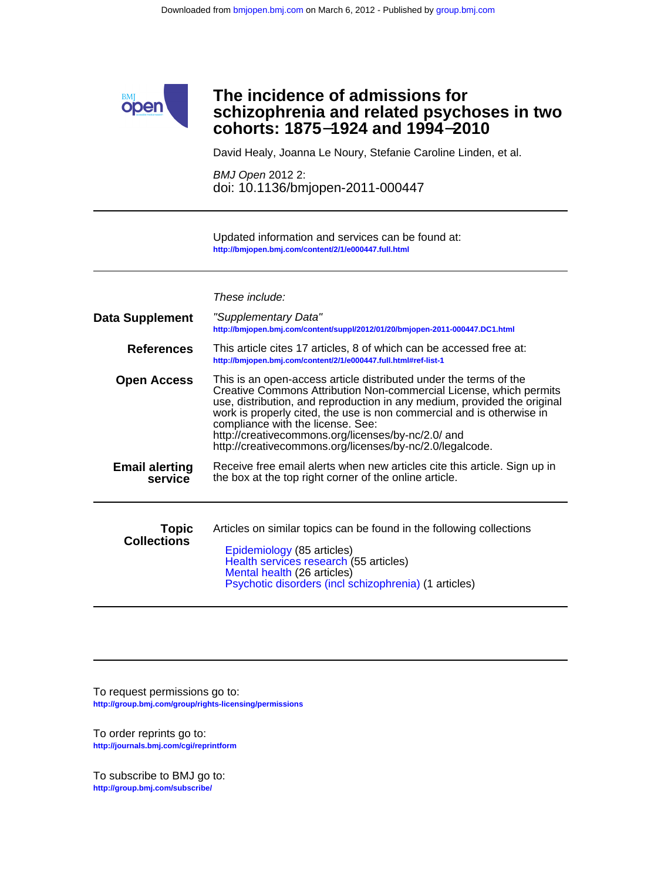Downloaded from bmjopen.bmj.com on March 6, 2012 - Published by group.bmj.com

# The incidence of admissions for schizophrenia and related psychoses in two cohorts: 1875−1924 and 1994−2010

David Healy, Joanna Le Noury, Stefanie Caroline Linden, et al.

*BMJ Open* 2012 2:
doi: 10.1136/bmjopen-2011-000447

---

Updated information and services can be found at:
**http://bmjopen.bmj.com/content/2/1/e000447.full.html**

---

*These include:*

**Data Supplement**
"Supplementary Data"
**http://bmjopen.bmj.com/content/suppl/2012/01/20/bmjopen-2011-000447.DC1.html**

**References**
This article cites 17 articles, 8 of which can be accessed free at:
**http://bmjopen.bmj.com/content/2/1/e000447.full.html#ref-list-1**

**Open Access**
This is an open-access article distributed under the terms of the Creative Commons Attribution Non-commercial License, which permits use, distribution, and reproduction in any medium, provided the original work is properly cited, the use is non commercial and is otherwise in compliance with the license. See: http://creativecommons.org/licenses/by-nc/2.0/ and http://creativecommons.org/licenses/by-nc/2.0/legalcode.

**Email alerting service**
Receive free email alerts when new articles cite this article. Sign up in the box at the top right corner of the online article.

---

**Topic Collections**
Articles on similar topics can be found in the following collections

- Epidemiology (85 articles)
- Health services research (55 articles)
- Mental health (26 articles)
- Psychotic disorders (incl schizophrenia) (1 articles)

---

To request permissions go to:
**http://group.bmj.com/group/rights-licensing/permissions**

To order reprints go to:
**http://journals.bmj.com/cgi/reprintform**

To subscribe to BMJ go to:
**http://group.bmj.com/subscribe/**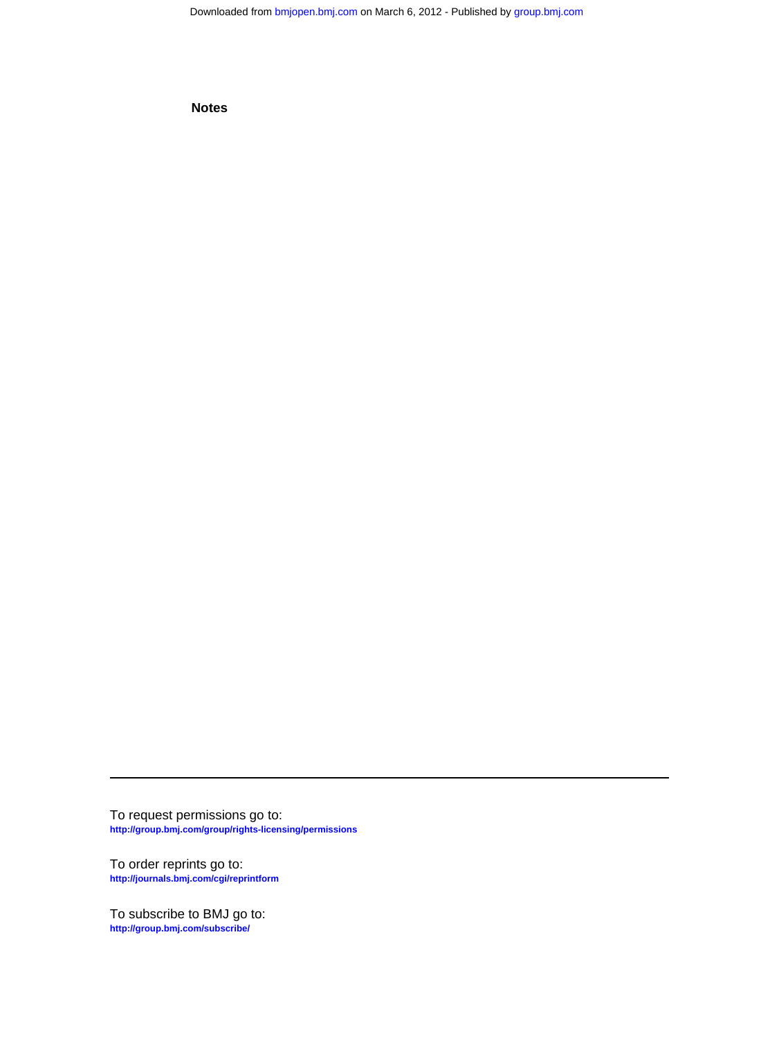**Notes**

---

To request permissions go to:
**http://group.bmj.com/group/rights-licensing/permissions**

To order reprints go to:
**http://journals.bmj.com/cgi/reprintform**

To subscribe to BMJ go to:
**http://group.bmj.com/subscribe/**